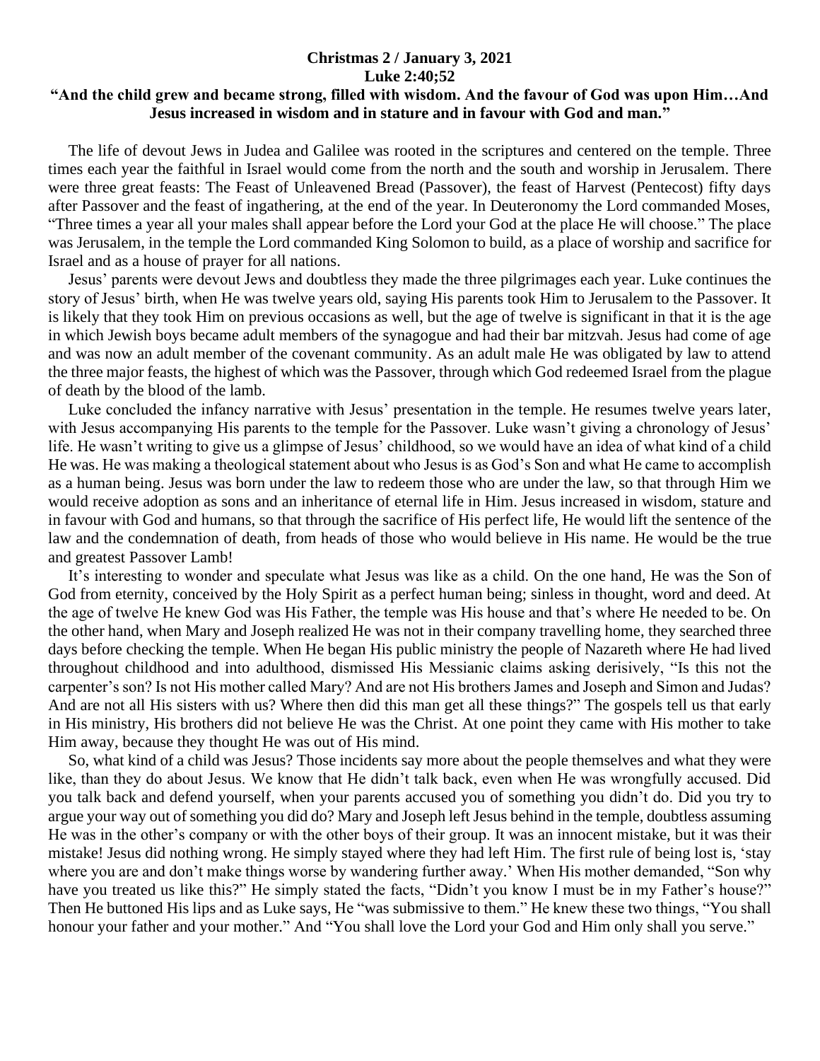**Christmas 2 / January 3, 2021**
**Luke 2:40;52**
**"And the child grew and became strong, filled with wisdom. And the favour of God was upon Him…And Jesus increased in wisdom and in stature and in favour with God and man."**

The life of devout Jews in Judea and Galilee was rooted in the scriptures and centered on the temple. Three times each year the faithful in Israel would come from the north and the south and worship in Jerusalem. There were three great feasts: The Feast of Unleavened Bread (Passover), the feast of Harvest (Pentecost) fifty days after Passover and the feast of ingathering, at the end of the year. In Deuteronomy the Lord commanded Moses, "Three times a year all your males shall appear before the Lord your God at the place He will choose." The place was Jerusalem, in the temple the Lord commanded King Solomon to build, as a place of worship and sacrifice for Israel and as a house of prayer for all nations.

Jesus' parents were devout Jews and doubtless they made the three pilgrimages each year. Luke continues the story of Jesus' birth, when He was twelve years old, saying His parents took Him to Jerusalem to the Passover. It is likely that they took Him on previous occasions as well, but the age of twelve is significant in that it is the age in which Jewish boys became adult members of the synagogue and had their bar mitzvah. Jesus had come of age and was now an adult member of the covenant community. As an adult male He was obligated by law to attend the three major feasts, the highest of which was the Passover, through which God redeemed Israel from the plague of death by the blood of the lamb.

Luke concluded the infancy narrative with Jesus' presentation in the temple. He resumes twelve years later, with Jesus accompanying His parents to the temple for the Passover. Luke wasn't giving a chronology of Jesus' life. He wasn't writing to give us a glimpse of Jesus' childhood, so we would have an idea of what kind of a child He was. He was making a theological statement about who Jesus is as God's Son and what He came to accomplish as a human being. Jesus was born under the law to redeem those who are under the law, so that through Him we would receive adoption as sons and an inheritance of eternal life in Him. Jesus increased in wisdom, stature and in favour with God and humans, so that through the sacrifice of His perfect life, He would lift the sentence of the law and the condemnation of death, from heads of those who would believe in His name. He would be the true and greatest Passover Lamb!

It's interesting to wonder and speculate what Jesus was like as a child. On the one hand, He was the Son of God from eternity, conceived by the Holy Spirit as a perfect human being; sinless in thought, word and deed. At the age of twelve He knew God was His Father, the temple was His house and that's where He needed to be. On the other hand, when Mary and Joseph realized He was not in their company travelling home, they searched three days before checking the temple. When He began His public ministry the people of Nazareth where He had lived throughout childhood and into adulthood, dismissed His Messianic claims asking derisively, "Is this not the carpenter's son? Is not His mother called Mary? And are not His brothers James and Joseph and Simon and Judas? And are not all His sisters with us? Where then did this man get all these things?" The gospels tell us that early in His ministry, His brothers did not believe He was the Christ. At one point they came with His mother to take Him away, because they thought He was out of His mind.

So, what kind of a child was Jesus? Those incidents say more about the people themselves and what they were like, than they do about Jesus. We know that He didn't talk back, even when He was wrongfully accused. Did you talk back and defend yourself, when your parents accused you of something you didn't do. Did you try to argue your way out of something you did do? Mary and Joseph left Jesus behind in the temple, doubtless assuming He was in the other's company or with the other boys of their group. It was an innocent mistake, but it was their mistake! Jesus did nothing wrong. He simply stayed where they had left Him. The first rule of being lost is, 'stay where you are and don't make things worse by wandering further away.' When His mother demanded, "Son why have you treated us like this?" He simply stated the facts, "Didn't you know I must be in my Father's house?" Then He buttoned His lips and as Luke says, He "was submissive to them." He knew these two things, "You shall honour your father and your mother." And "You shall love the Lord your God and Him only shall you serve."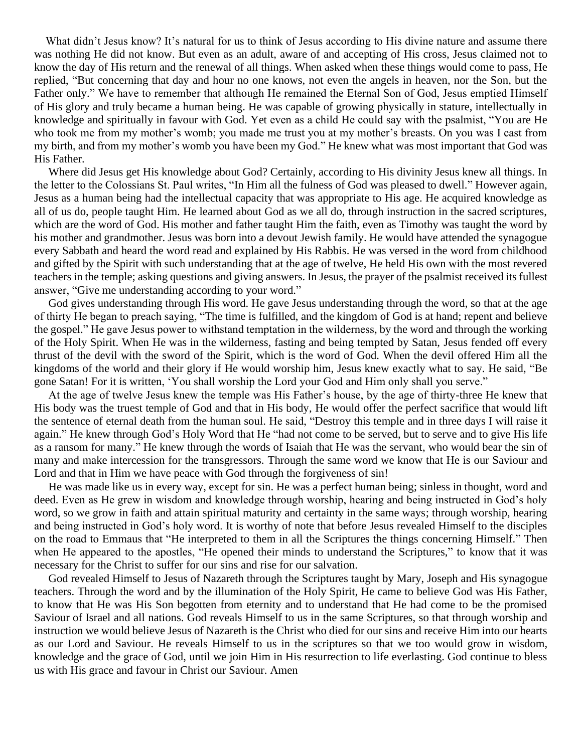What didn't Jesus know? It's natural for us to think of Jesus according to His divine nature and assume there was nothing He did not know. But even as an adult, aware of and accepting of His cross, Jesus claimed not to know the day of His return and the renewal of all things. When asked when these things would come to pass, He replied, "But concerning that day and hour no one knows, not even the angels in heaven, nor the Son, but the Father only." We have to remember that although He remained the Eternal Son of God, Jesus emptied Himself of His glory and truly became a human being. He was capable of growing physically in stature, intellectually in knowledge and spiritually in favour with God. Yet even as a child He could say with the psalmist, "You are He who took me from my mother's womb; you made me trust you at my mother's breasts. On you was I cast from my birth, and from my mother's womb you have been my God." He knew what was most important that God was His Father.

Where did Jesus get His knowledge about God? Certainly, according to His divinity Jesus knew all things. In the letter to the Colossians St. Paul writes, "In Him all the fulness of God was pleased to dwell." However again, Jesus as a human being had the intellectual capacity that was appropriate to His age. He acquired knowledge as all of us do, people taught Him. He learned about God as we all do, through instruction in the sacred scriptures, which are the word of God. His mother and father taught Him the faith, even as Timothy was taught the word by his mother and grandmother. Jesus was born into a devout Jewish family. He would have attended the synagogue every Sabbath and heard the word read and explained by His Rabbis. He was versed in the word from childhood and gifted by the Spirit with such understanding that at the age of twelve, He held His own with the most revered teachers in the temple; asking questions and giving answers. In Jesus, the prayer of the psalmist received its fullest answer, "Give me understanding according to your word."

God gives understanding through His word. He gave Jesus understanding through the word, so that at the age of thirty He began to preach saying, "The time is fulfilled, and the kingdom of God is at hand; repent and believe the gospel." He gave Jesus power to withstand temptation in the wilderness, by the word and through the working of the Holy Spirit. When He was in the wilderness, fasting and being tempted by Satan, Jesus fended off every thrust of the devil with the sword of the Spirit, which is the word of God. When the devil offered Him all the kingdoms of the world and their glory if He would worship him, Jesus knew exactly what to say. He said, "Be gone Satan! For it is written, 'You shall worship the Lord your God and Him only shall you serve."

At the age of twelve Jesus knew the temple was His Father's house, by the age of thirty-three He knew that His body was the truest temple of God and that in His body, He would offer the perfect sacrifice that would lift the sentence of eternal death from the human soul. He said, "Destroy this temple and in three days I will raise it again." He knew through God's Holy Word that He "had not come to be served, but to serve and to give His life as a ransom for many." He knew through the words of Isaiah that He was the servant, who would bear the sin of many and make intercession for the transgressors. Through the same word we know that He is our Saviour and Lord and that in Him we have peace with God through the forgiveness of sin!

He was made like us in every way, except for sin. He was a perfect human being; sinless in thought, word and deed. Even as He grew in wisdom and knowledge through worship, hearing and being instructed in God's holy word, so we grow in faith and attain spiritual maturity and certainty in the same ways; through worship, hearing and being instructed in God's holy word. It is worthy of note that before Jesus revealed Himself to the disciples on the road to Emmaus that "He interpreted to them in all the Scriptures the things concerning Himself." Then when He appeared to the apostles, "He opened their minds to understand the Scriptures," to know that it was necessary for the Christ to suffer for our sins and rise for our salvation.

God revealed Himself to Jesus of Nazareth through the Scriptures taught by Mary, Joseph and His synagogue teachers. Through the word and by the illumination of the Holy Spirit, He came to believe God was His Father, to know that He was His Son begotten from eternity and to understand that He had come to be the promised Saviour of Israel and all nations. God reveals Himself to us in the same Scriptures, so that through worship and instruction we would believe Jesus of Nazareth is the Christ who died for our sins and receive Him into our hearts as our Lord and Saviour. He reveals Himself to us in the scriptures so that we too would grow in wisdom, knowledge and the grace of God, until we join Him in His resurrection to life everlasting. God continue to bless us with His grace and favour in Christ our Saviour. Amen